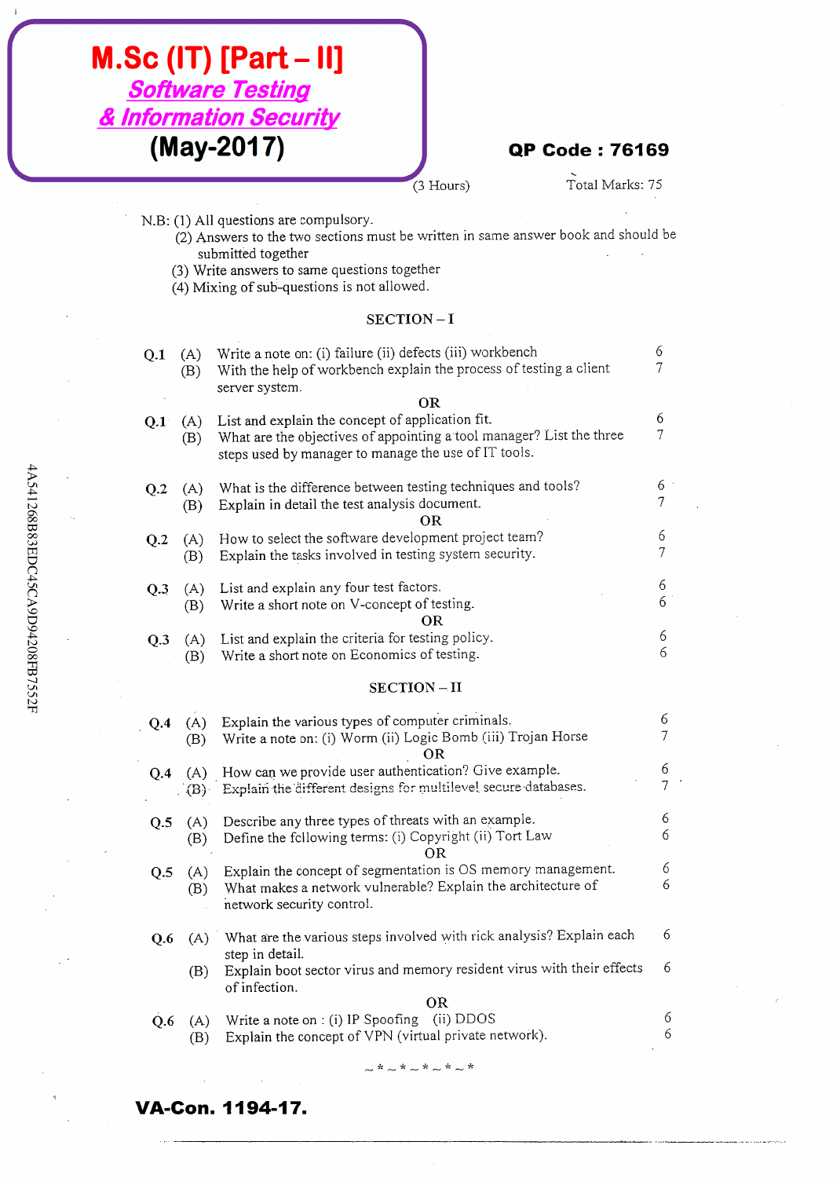# M.Sc (IT) [Part – II]

## *Software Testing & Information Security*

## (May-2017)

**QP Code : 76169**

(3 Hours) Total Marks: 75

N.B: (1) All questions are compulsory.
(2) Answers to the two sections must be written in same answer book and should be submitted together
(3) Write answers to same questions together
(4) Mixing of sub-questions is not allowed.

### SECTION – I

| | | | |
|---|---|---|---|
| Q.1 | (A) | Write a note on: (i) failure (ii) defects (iii) workbench | 6 |
| | (B) | With the help of workbench explain the process of testing a client server system. | 7 |
| | | **OR** | |
| Q.1 | (A) | List and explain the concept of application fit. | 6 |
| | (B) | What are the objectives of appointing a tool manager? List the three steps used by manager to manage the use of IT tools. | 7 |
| Q.2 | (A) | What is the difference between testing techniques and tools? | 6 |
| | (B) | Explain in detail the test analysis document. | 7 |
| | | **OR** | |
| Q.2 | (A) | How to select the software development project team? | 6 |
| | (B) | Explain the tasks involved in testing system security. | 7 |
| Q.3 | (A) | List and explain any four test factors. | 6 |
| | (B) | Write a short note on V-concept of testing. | 6 |
| | | **OR** | |
| Q.3 | (A) | List and explain the criteria for testing policy. | 6 |
| | (B) | Write a short note on Economics of testing. | 6 |

### SECTION – II

| | | | |
|---|---|---|---|
| Q.4 | (A) | Explain the various types of computer criminals. | 6 |
| | (B) | Write a note on: (i) Worm (ii) Logic Bomb (iii) Trojan Horse | 7 |
| | | **OR** | |
| Q.4 | (A) | How can we provide user authentication? Give example. | 6 |
| | (B) | Explain the different designs for multilevel secure databases. | 7 |
| Q.5 | (A) | Describe any three types of threats with an example. | 6 |
| | (B) | Define the following terms: (i) Copyright (ii) Tort Law | 6 |
| | | **OR** | |
| Q.5 | (A) | Explain the concept of segmentation is OS memory management. | 6 |
| | (B) | What makes a network vulnerable? Explain the architecture of network security control. | 6 |
| Q.6 | (A) | What are the various steps involved with rick analysis? Explain each step in detail. | 6 |
| | (B) | Explain boot sector virus and memory resident virus with their effects of infection. | 6 |
| | | **OR** | |
| Q.6 | (A) | Write a note on : (i) IP Spoofing (ii) DDOS | 6 |
| | (B) | Explain the concept of VPN (virtual private network). | 6 |

~*~*~*~*~*

**VA-Con. 1194-17.**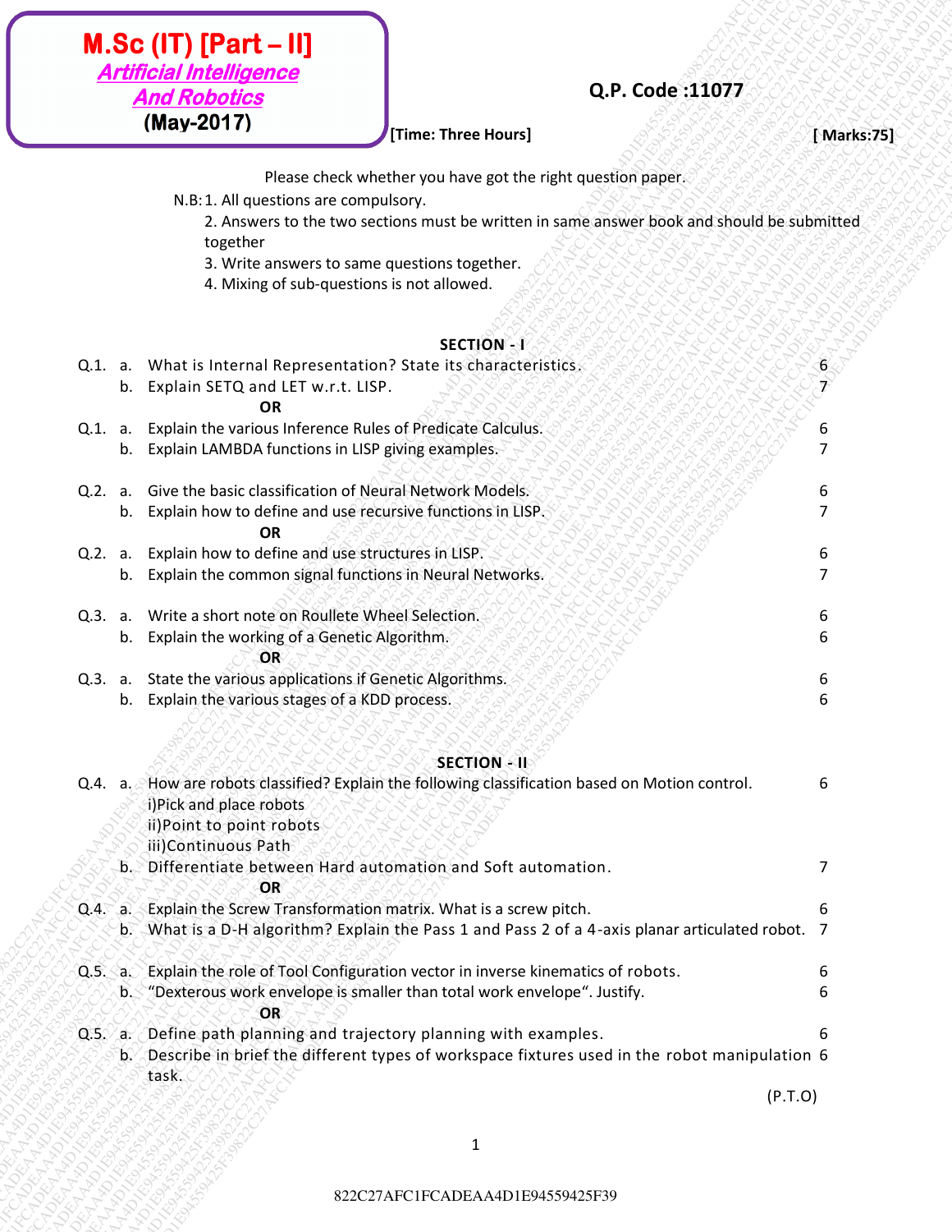**M.Sc (IT) [Part – II]**
***Artificial Intelligence And Robotics***
**(May-2017)**

**Q.P. Code :11077**

[Time: Three Hours] [ Marks:75]

Please check whether you have got the right question paper.

N.B: 1. All questions are compulsory.
2. Answers to the two sections must be written in same answer book and should be submitted together
3. Write answers to same questions together.
4. Mixing of sub-questions is not allowed.

## SECTION - I

| | | | |
|---|---|---|---|
| Q.1. | a. | What is Internal Representation? State its characteristics. | 6 |
| | b. | Explain SETQ and LET w.r.t. LISP. | 7 |
| | | **OR** | |
| Q.1. | a. | Explain the various Inference Rules of Predicate Calculus. | 6 |
| | b. | Explain LAMBDA functions in LISP giving examples. | 7 |
| Q.2. | a. | Give the basic classification of Neural Network Models. | 6 |
| | b. | Explain how to define and use recursive functions in LISP. | 7 |
| | | **OR** | |
| Q.2. | a. | Explain how to define and use structures in LISP. | 6 |
| | b. | Explain the common signal functions in Neural Networks. | 7 |
| Q.3. | a. | Write a short note on Roullete Wheel Selection. | 6 |
| | b. | Explain the working of a Genetic Algorithm. | 6 |
| | | **OR** | |
| Q.3. | a. | State the various applications if Genetic Algorithms. | 6 |
| | b. | Explain the various stages of a KDD process. | 6 |

## SECTION - II

| | | | |
|---|---|---|---|
| Q.4. | a. | How are robots classified? Explain the following classification based on Motion control.<br>i)Pick and place robots<br>ii)Point to point robots<br>iii)Continuous Path | 6 |
| | b. | Differentiate between Hard automation and Soft automation. | 7 |
| | | **OR** | |
| Q.4. | a. | Explain the Screw Transformation matrix. What is a screw pitch. | 6 |
| | b. | What is a D-H algorithm? Explain the Pass 1 and Pass 2 of a 4-axis planar articulated robot. | 7 |
| Q.5. | a. | Explain the role of Tool Configuration vector in inverse kinematics of robots. | 6 |
| | b. | "Dexterous work envelope is smaller than total work envelope". Justify. | 6 |
| | | **OR** | |
| Q.5. | a. | Define path planning and trajectory planning with examples. | 6 |
| | b. | Describe in brief the different types of workspace fixtures used in the robot manipulation task. | 6 |

(P.T.O)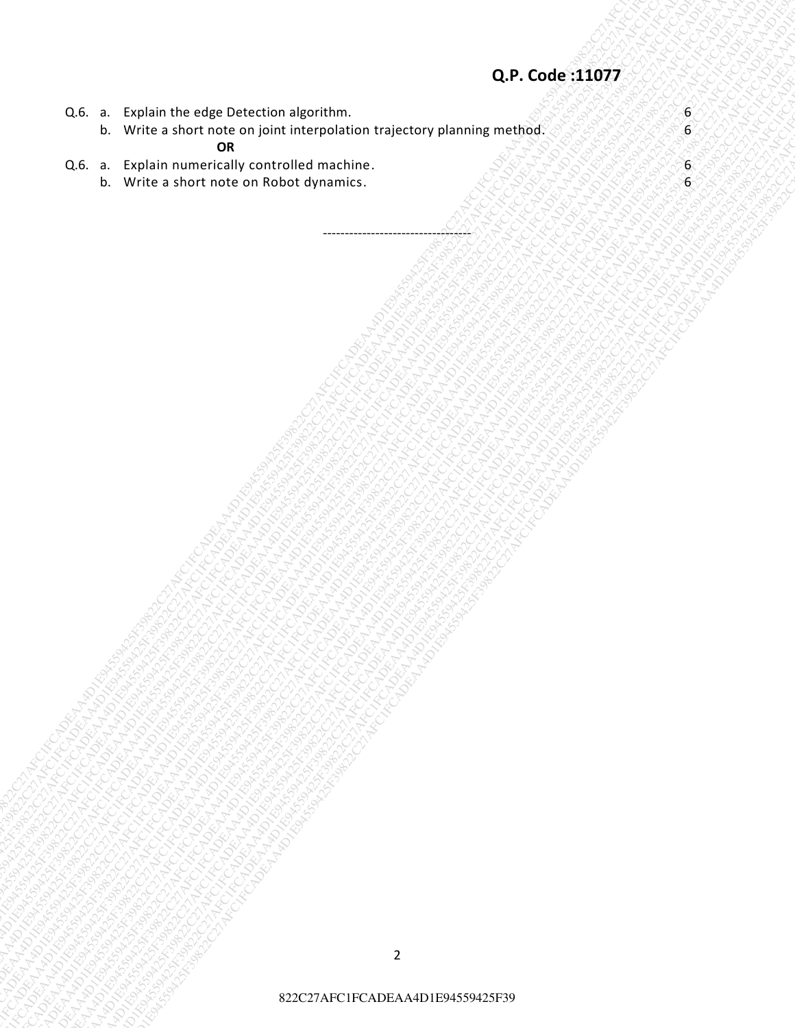| | | | |
|---|---|---|---|
| Q.6. | a. | Explain the edge Detection algorithm. | 6 |
| | b. | Write a short note on joint interpolation trajectory planning method. | 6 |
| | | **OR** | |
| Q.6. | a. | Explain numerically controlled machine. | 6 |
| | b. | Write a short note on Robot dynamics. | 6 |

----------------------------------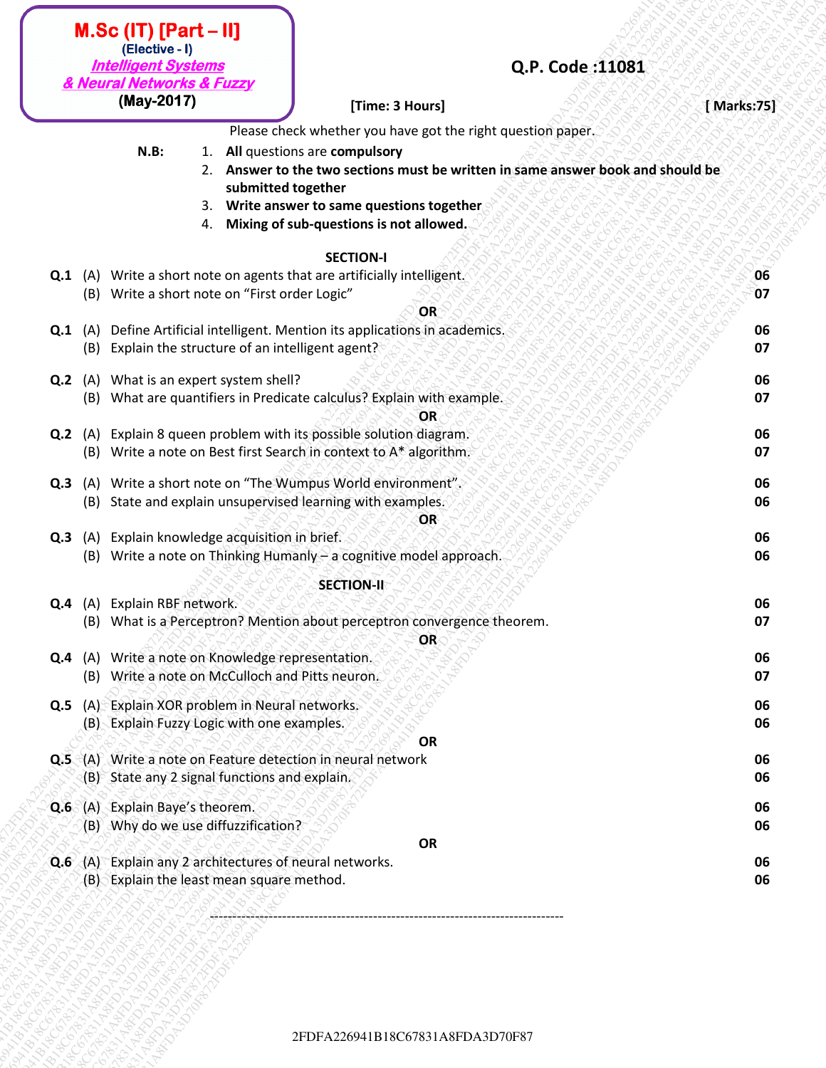**M.Sc (IT) [Part – II]**
**(Elective - I)**
***Intelligent Systems & Neural Networks & Fuzzy***
**(May-2017)**

**Q.P. Code :11081**

**[Time: 3 Hours]** **[ Marks:75]**

Please check whether you have got the right question paper.

**N.B:**
1. **All** questions are **compulsory**
2. **Answer to the two sections must be written in same answer book and should be submitted together**
3. **Write answer to same questions together**
4. **Mixing of sub-questions is not allowed.**

## SECTION-I

| | | | |
|---|---|---|---|
| **Q.1** | (A) | Write a short note on agents that are artificially intelligent. | **06** |
| | (B) | Write a short note on "First order Logic" | **07** |
| | | **OR** | |
| **Q.1** | (A) | Define Artificial intelligent. Mention its applications in academics. | **06** |
| | (B) | Explain the structure of an intelligent agent? | **07** |
| **Q.2** | (A) | What is an expert system shell? | **06** |
| | (B) | What are quantifiers in Predicate calculus? Explain with example. | **07** |
| | | **OR** | |
| **Q.2** | (A) | Explain 8 queen problem with its possible solution diagram. | **06** |
| | (B) | Write a note on Best first Search in context to A* algorithm. | **07** |
| **Q.3** | (A) | Write a short note on "The Wumpus World environment". | **06** |
| | (B) | State and explain unsupervised learning with examples. | **06** |
| | | **OR** | |
| **Q.3** | (A) | Explain knowledge acquisition in brief. | **06** |
| | (B) | Write a note on Thinking Humanly – a cognitive model approach. | **06** |

## SECTION-II

| | | | |
|---|---|---|---|
| **Q.4** | (A) | Explain RBF network. | **06** |
| | (B) | What is a Perceptron? Mention about perceptron convergence theorem. | **07** |
| | | **OR** | |
| **Q.4** | (A) | Write a note on Knowledge representation. | **06** |
| | (B) | Write a note on McCulloch and Pitts neuron. | **07** |
| **Q.5** | (A) | Explain XOR problem in Neural networks. | **06** |
| | (B) | Explain Fuzzy Logic with one examples. | **06** |
| | | **OR** | |
| **Q.5** | (A) | Write a note on Feature detection in neural network | **06** |
| | (B) | State any 2 signal functions and explain. | **06** |
| **Q.6** | (A) | Explain Baye's theorem. | **06** |
| | (B) | Why do we use diffuzzification? | **06** |
| | | **OR** | |
| **Q.6** | (A) | Explain any 2 architectures of neural networks. | **06** |
| | (B) | Explain the least mean square method. | **06** |

---

2FDFA226941B18C67831A8FDA3D70F87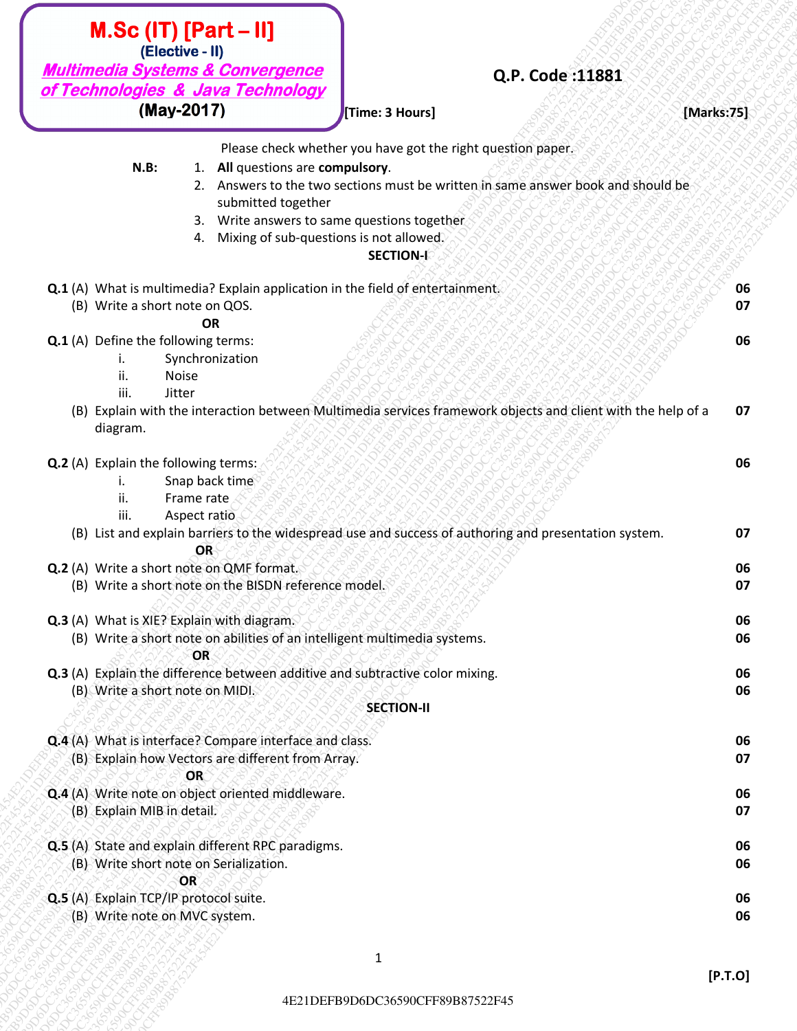# M.Sc (IT) [Part – II]

**(Elective - II)**

***Multimedia Systems & Convergence of Technologies & Java Technology***

**(May-2017)**

**Q.P. Code :11881**

**[Time: 3 Hours]** **[Marks:75]**

Please check whether you have got the right question paper.

**N.B:**
1. **All** questions are **compulsory**.
2. Answers to the two sections must be written in same answer book and should be submitted together
3. Write answers to same questions together
4. Mixing of sub-questions is not allowed.

**SECTION-I**

**Q.1** (A) What is multimedia? Explain application in the field of entertainment. **06**

(B) Write a short note on QOS. **07**

**OR**

**Q.1** (A) Define the following terms: **06**

i. Synchronization
ii. Noise
iii. Jitter

(B) Explain with the interaction between Multimedia services framework objects and client with the help of a diagram. **07**

**Q.2** (A) Explain the following terms: **06**

i. Snap back time
ii. Frame rate
iii. Aspect ratio

(B) List and explain barriers to the widespread use and success of authoring and presentation system. **07**

**OR**

**Q.2** (A) Write a short note on QMF format. **06**

(B) Write a short note on the BISDN reference model. **07**

**Q.3** (A) What is XIE? Explain with diagram. **06**

(B) Write a short note on abilities of an intelligent multimedia systems. **06**

**OR**

**Q.3** (A) Explain the difference between additive and subtractive color mixing. **06**

(B) Write a short note on MIDI. **06**

**SECTION-II**

**Q.4** (A) What is interface? Compare interface and class. **06**

(B) Explain how Vectors are different from Array. **07**

**OR**

**Q.4** (A) Write note on object oriented middleware. **06**

(B) Explain MIB in detail. **07**

**Q.5** (A) State and explain different RPC paradigms. **06**

(B) Write short note on Serialization. **06**

**OR**

**Q.5** (A) Explain TCP/IP protocol suite. **06**

(B) Write note on MVC system. **06**

**[P.T.O]**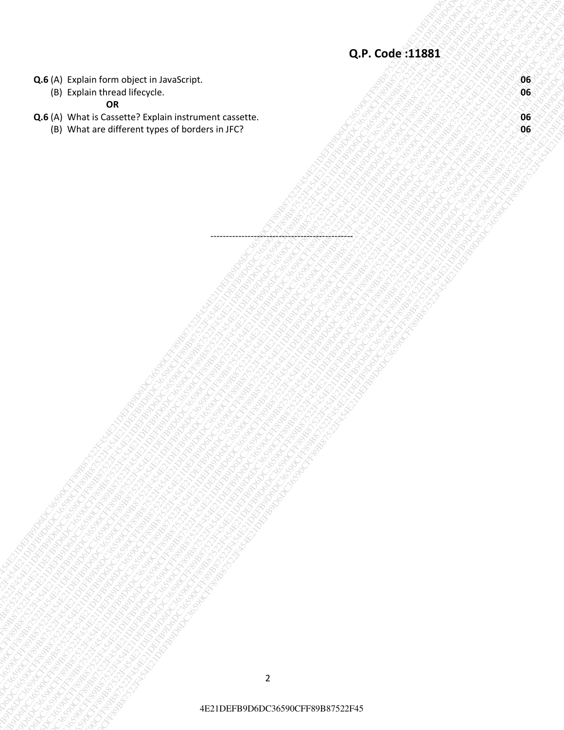**Q.6** (A) Explain form object in JavaScript. **06**

(B) Explain thread lifecycle. **06**

**OR**

**Q.6** (A) What is Cassette? Explain instrument cassette. **06**

(B) What are different types of borders in JFC? **06**

----------------------------------------------